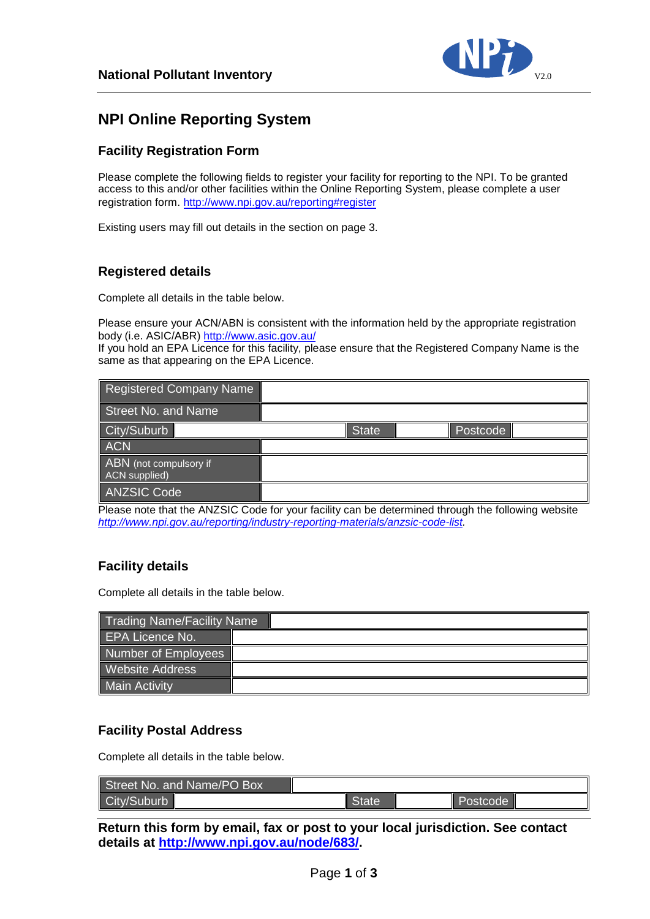**National Pollutant Inventory**

V2.0

# NPI Online Reporting System

## Facility Registration Form

Please complete the following fields to register your facility for reporting to the NPI. To be granted access to this and/or other facilities within the Online Reporting System, please complete a user registration form. http://www.npi.gov.au/reporting#register

Existing users may fill out details in the section on page 3.

## Registered details

Complete all details in the table below.

Please ensure your ACN/ABN is consistent with the information held by the appropriate registration body (i.e. ASIC/ABR) http://www.asic.gov.au/
If you hold an EPA Licence for this facility, please ensure that the Registered Company Name is the same as that appearing on the EPA Licence.

| Registered Company Name | | | | | |
|---|---|---|---|---|---|
| Street No. and Name | | | | | |
| City/Suburb | | State | | Postcode | |
| ACN | | | | | |
| ABN (not compulsory if ACN supplied) | | | | | |
| ANZSIC Code | | | | | |

Please note that the ANZSIC Code for your facility can be determined through the following website *http://www.npi.gov.au/reporting/industry-reporting-materials/anzsic-code-list.*

## Facility details

Complete all details in the table below.

| Trading Name/Facility Name | |
|---|---|
| EPA Licence No. | |
| Number of Employees | |
| Website Address | |
| Main Activity | |

## Facility Postal Address

Complete all details in the table below.

| Street No. and Name/PO Box | | | | | |
|---|---|---|---|---|---|
| City/Suburb | | State | | Postcode | |

**Return this form by email, fax or post to your local jurisdiction. See contact details at http://www.npi.gov.au/node/683/.**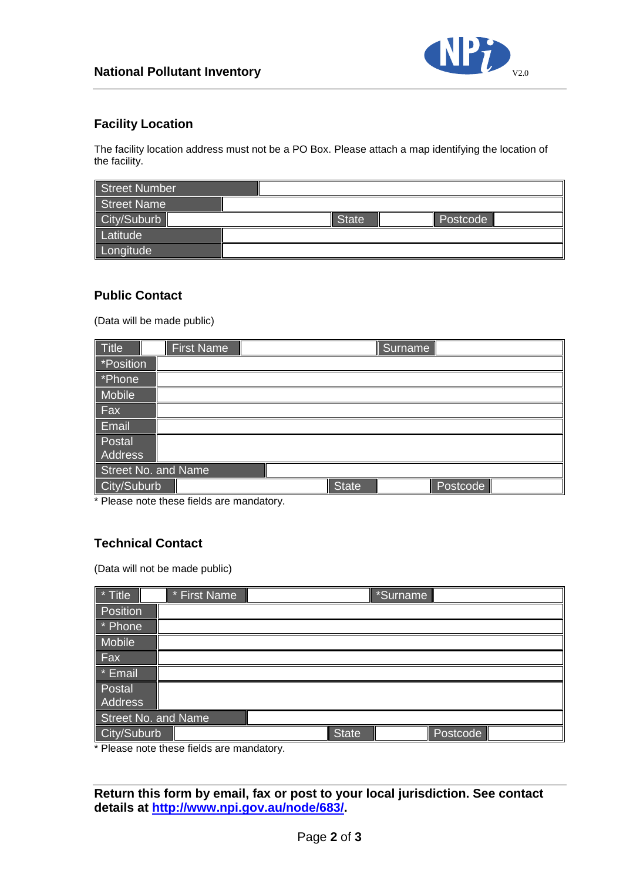## Facility Location

The facility location address must not be a PO Box. Please attach a map identifying the location of the facility.

| Street Number | | | | | |
|---|---|---|---|---|---|
| Street Name | | | | | |
| City/Suburb | | State | | Postcode | |
| Latitude | | | | | |
| Longitude | | | | | |

## Public Contact

(Data will be made public)

| Title | | First Name | | Surname | |
|---|---|---|---|---|---|
| *Position | | | | | |
| *Phone | | | | | |
| Mobile | | | | | |
| Fax | | | | | |
| Email | | | | | |
| Postal Address | | | | | |
| Street No. and Name | | | | | |
| City/Suburb | | State | | Postcode | |

* Please note these fields are mandatory.

## Technical Contact

(Data will not be made public)

| * Title | | * First Name | | *Surname | |
|---|---|---|---|---|---|
| Position | | | | | |
| * Phone | | | | | |
| Mobile | | | | | |
| Fax | | | | | |
| * Email | | | | | |
| Postal Address | | | | | |
| Street No. and Name | | | | | |
| City/Suburb | | State | | Postcode | |

* Please note these fields are mandatory.

**Return this form by email, fax or post to your local jurisdiction. See contact details at http://www.npi.gov.au/node/683/.**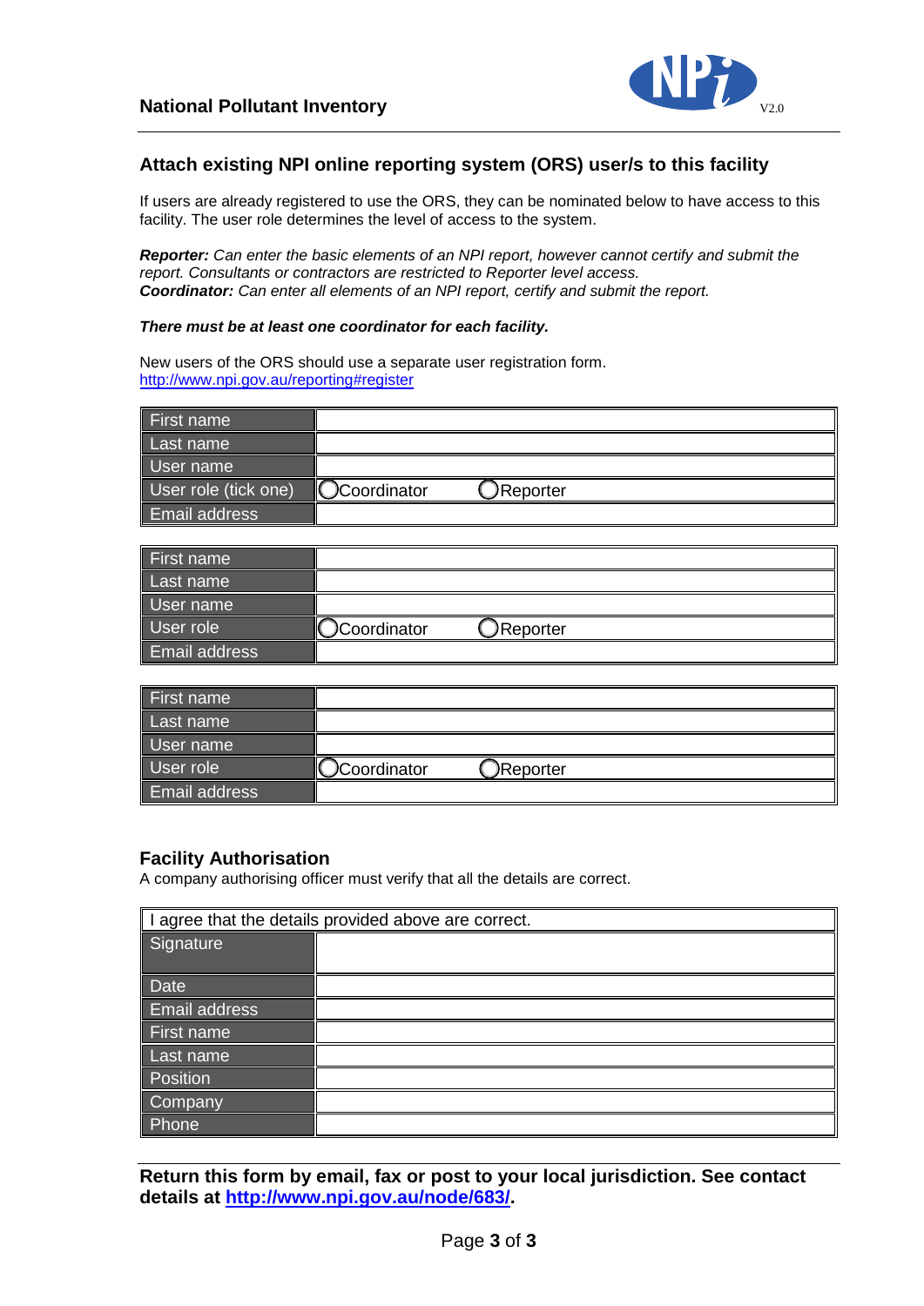## Attach existing NPI online reporting system (ORS) user/s to this facility

If users are already registered to use the ORS, they can be nominated below to have access to this facility. The user role determines the level of access to the system.

***Reporter:*** *Can enter the basic elements of an NPI report, however cannot certify and submit the report. Consultants or contractors are restricted to Reporter level access.*
***Coordinator:*** *Can enter all elements of an NPI report, certify and submit the report.*

***There must be at least one coordinator for each facility.***

New users of the ORS should use a separate user registration form.
http://www.npi.gov.au/reporting#register

| | |
|---|---|
| First name | |
| Last name | |
| User name | |
| User role (tick one) | ◯Coordinator ◯Reporter |
| Email address | |

| | |
|---|---|
| First name | |
| Last name | |
| User name | |
| User role | ◯Coordinator ◯Reporter |
| Email address | |

| | |
|---|---|
| First name | |
| Last name | |
| User name | |
| User role | ◯Coordinator ◯Reporter |
| Email address | |

### Facility Authorisation

A company authorising officer must verify that all the details are correct.

| I agree that the details provided above are correct. | |
|---|---|
| Signature | |
| Date | |
| Email address | |
| First name | |
| Last name | |
| Position | |
| Company | |
| Phone | |

**Return this form by email, fax or post to your local jurisdiction. See contact details at http://www.npi.gov.au/node/683/.**